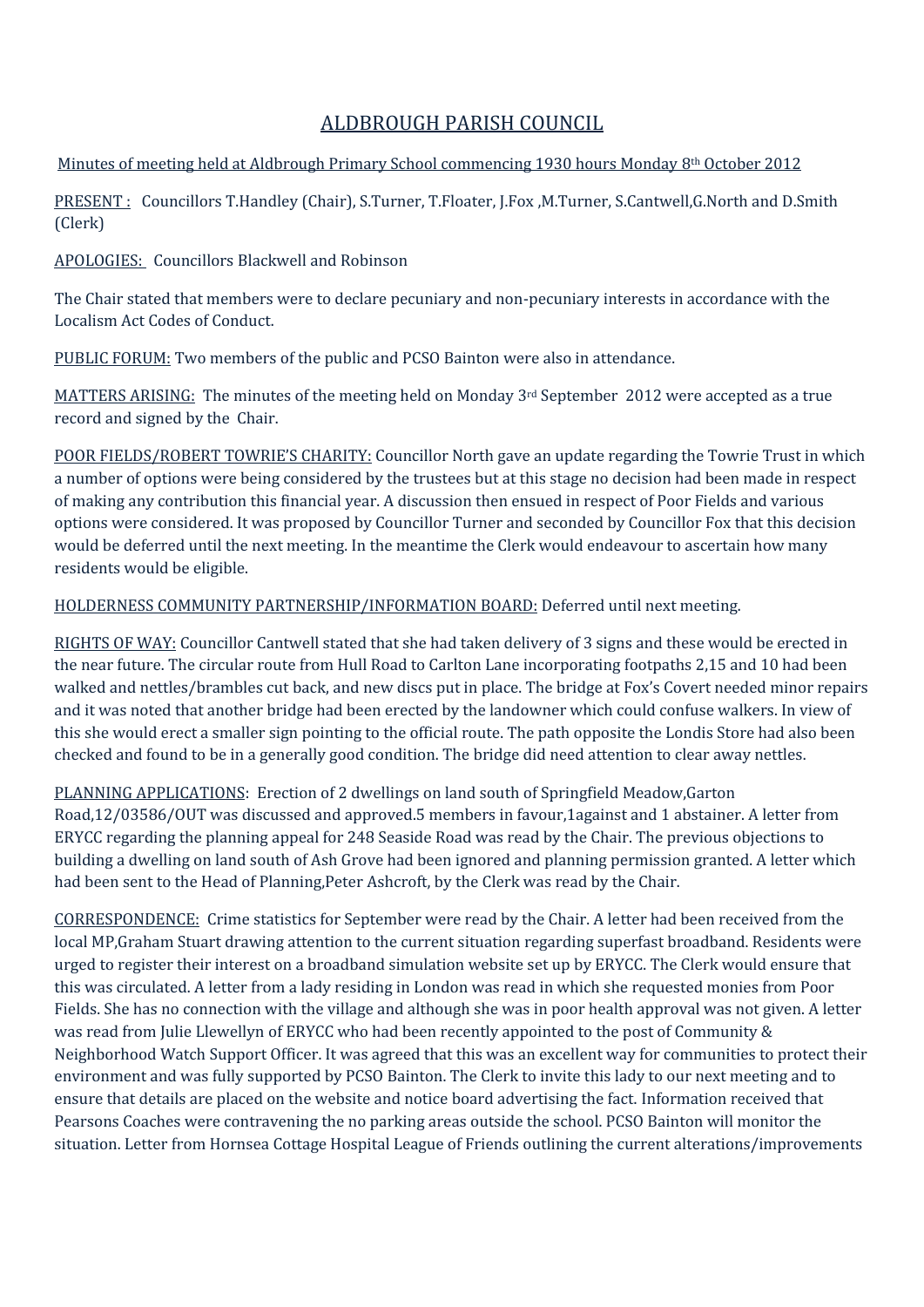# ALDBROUGH PARISH COUNCIL

Minutes of meeting held at Aldbrough Primary School commencing 1930 hours Monday 8th October 2012

PRESENT : Councillors T.Handley (Chair), S.Turner, T.Floater, J.Fox ,M.Turner, S.Cantwell,G.North and D.Smith (Clerk)

APOLOGIES: Councillors Blackwell and Robinson

The Chair stated that members were to declare pecuniary and non-pecuniary interests in accordance with the Localism Act Codes of Conduct.

PUBLIC FORUM: Two members of the public and PCSO Bainton were also in attendance.

MATTERS ARISING: The minutes of the meeting held on Monday 3rd September 2012 were accepted as a true record and signed by the Chair.

POOR FIELDS/ROBERT TOWRIE'S CHARITY: Councillor North gave an update regarding the Towrie Trust in which a number of options were being considered by the trustees but at this stage no decision had been made in respect of making any contribution this financial year. A discussion then ensued in respect of Poor Fields and various options were considered. It was proposed by Councillor Turner and seconded by Councillor Fox that this decision would be deferred until the next meeting. In the meantime the Clerk would endeavour to ascertain how many residents would be eligible.

HOLDERNESS COMMUNITY PARTNERSHIP/INFORMATION BOARD: Deferred until next meeting.

RIGHTS OF WAY: Councillor Cantwell stated that she had taken delivery of 3 signs and these would be erected in the near future. The circular route from Hull Road to Carlton Lane incorporating footpaths 2,15 and 10 had been walked and nettles/brambles cut back, and new discs put in place. The bridge at Fox's Covert needed minor repairs and it was noted that another bridge had been erected by the landowner which could confuse walkers. In view of this she would erect a smaller sign pointing to the official route. The path opposite the Londis Store had also been checked and found to be in a generally good condition. The bridge did need attention to clear away nettles.

PLANNING APPLICATIONS: Erection of 2 dwellings on land south of Springfield Meadow,Garton Road,12/03586/OUT was discussed and approved.5 members in favour,1against and 1 abstainer. A letter from ERYCC regarding the planning appeal for 248 Seaside Road was read by the Chair. The previous objections to building a dwelling on land south of Ash Grove had been ignored and planning permission granted. A letter which had been sent to the Head of Planning,Peter Ashcroft, by the Clerk was read by the Chair.

CORRESPONDENCE: Crime statistics for September were read by the Chair. A letter had been received from the local MP,Graham Stuart drawing attention to the current situation regarding superfast broadband. Residents were urged to register their interest on a broadband simulation website set up by ERYCC. The Clerk would ensure that this was circulated. A letter from a lady residing in London was read in which she requested monies from Poor Fields. She has no connection with the village and although she was in poor health approval was not given. A letter was read from Julie Llewellyn of ERYCC who had been recently appointed to the post of Community & Neighborhood Watch Support Officer. It was agreed that this was an excellent way for communities to protect their environment and was fully supported by PCSO Bainton. The Clerk to invite this lady to our next meeting and to ensure that details are placed on the website and notice board advertising the fact. Information received that Pearsons Coaches were contravening the no parking areas outside the school. PCSO Bainton will monitor the situation. Letter from Hornsea Cottage Hospital League of Friends outlining the current alterations/improvements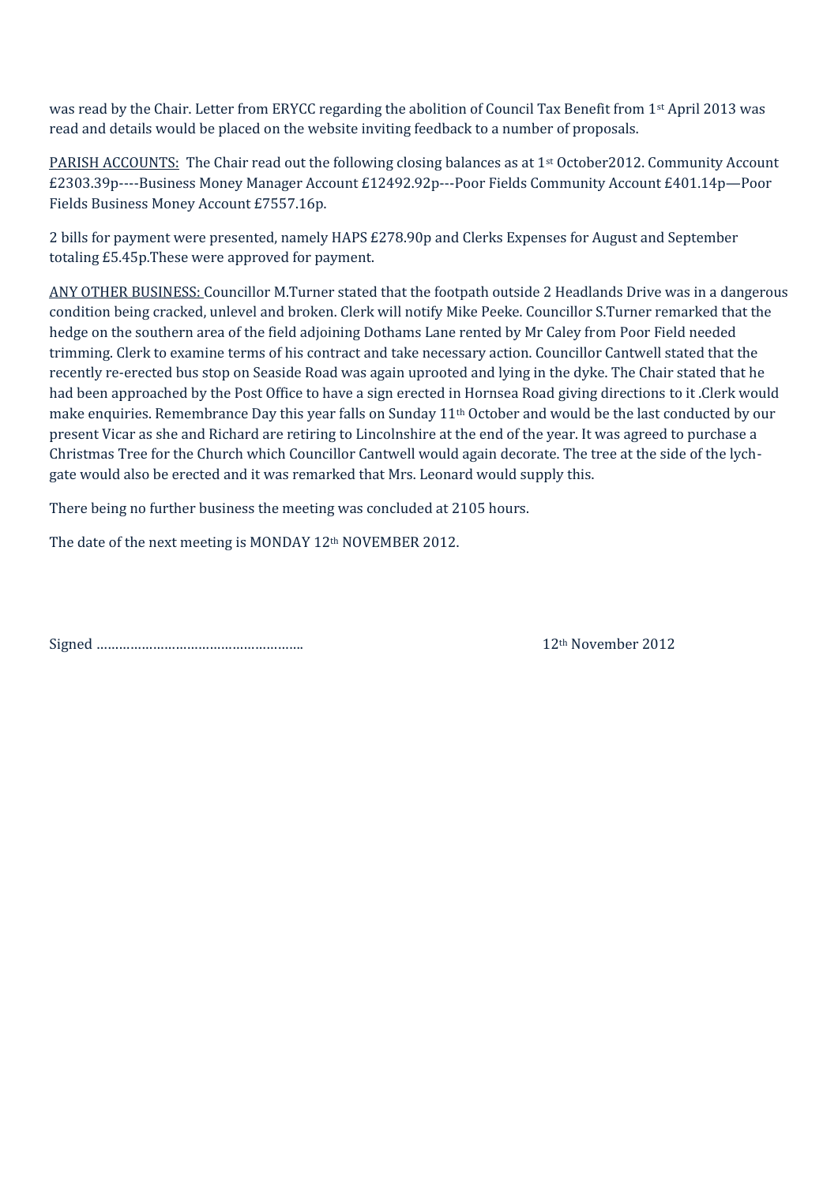was read by the Chair. Letter from ERYCC regarding the abolition of Council Tax Benefit from 1st April 2013 was read and details would be placed on the website inviting feedback to a number of proposals.

PARISH ACCOUNTS: The Chair read out the following closing balances as at 1st October2012. Community Account £2303.39p----Business Money Manager Account £12492.92p---Poor Fields Community Account £401.14p—Poor Fields Business Money Account £7557.16p.

2 bills for payment were presented, namely HAPS £278.90p and Clerks Expenses for August and September totaling £5.45p.These were approved for payment.

ANY OTHER BUSINESS: Councillor M.Turner stated that the footpath outside 2 Headlands Drive was in a dangerous condition being cracked, unlevel and broken. Clerk will notify Mike Peeke. Councillor S.Turner remarked that the hedge on the southern area of the field adjoining Dothams Lane rented by Mr Caley from Poor Field needed trimming. Clerk to examine terms of his contract and take necessary action. Councillor Cantwell stated that the recently re-erected bus stop on Seaside Road was again uprooted and lying in the dyke. The Chair stated that he had been approached by the Post Office to have a sign erected in Hornsea Road giving directions to it .Clerk would make enquiries. Remembrance Day this year falls on Sunday 11th October and would be the last conducted by our present Vicar as she and Richard are retiring to Lincolnshire at the end of the year. It was agreed to purchase a Christmas Tree for the Church which Councillor Cantwell would again decorate. The tree at the side of the lych-gate would also be erected and it was remarked that Mrs. Leonard would supply this.

There being no further business the meeting was concluded at 2105 hours.

The date of the next meeting is MONDAY 12th NOVEMBER 2012.

Signed ……………………………………………….. 12th November 2012